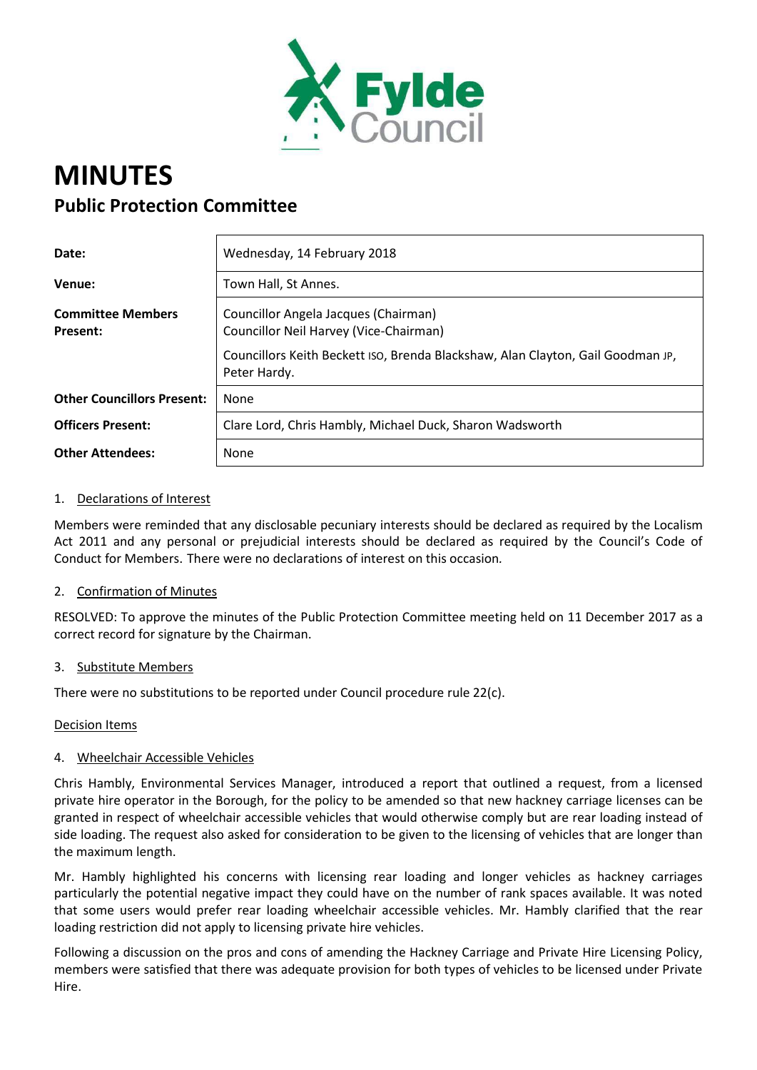# MINUTES

## Public Protection Committee

| | |
|---|---|
| **Date:** | Wednesday, 14 February 2018 |
| **Venue:** | Town Hall, St Annes. |
| **Committee Members Present:** | Councillor Angela Jacques (Chairman)<br>Councillor Neil Harvey (Vice-Chairman)<br>Councillors Keith Beckett ISO, Brenda Blackshaw, Alan Clayton, Gail Goodman JP, Peter Hardy. |
| **Other Councillors Present:** | None |
| **Officers Present:** | Clare Lord, Chris Hambly, Michael Duck, Sharon Wadsworth |
| **Other Attendees:** | None |

1. Declarations of Interest

Members were reminded that any disclosable pecuniary interests should be declared as required by the Localism Act 2011 and any personal or prejudicial interests should be declared as required by the Council's Code of Conduct for Members. There were no declarations of interest on this occasion.

2. Confirmation of Minutes

RESOLVED: To approve the minutes of the Public Protection Committee meeting held on 11 December 2017 as a correct record for signature by the Chairman.

3. Substitute Members

There were no substitutions to be reported under Council procedure rule 22(c).

Decision Items

4. Wheelchair Accessible Vehicles

Chris Hambly, Environmental Services Manager, introduced a report that outlined a request, from a licensed private hire operator in the Borough, for the policy to be amended so that new hackney carriage licenses can be granted in respect of wheelchair accessible vehicles that would otherwise comply but are rear loading instead of side loading. The request also asked for consideration to be given to the licensing of vehicles that are longer than the maximum length.

Mr. Hambly highlighted his concerns with licensing rear loading and longer vehicles as hackney carriages particularly the potential negative impact they could have on the number of rank spaces available. It was noted that some users would prefer rear loading wheelchair accessible vehicles. Mr. Hambly clarified that the rear loading restriction did not apply to licensing private hire vehicles.

Following a discussion on the pros and cons of amending the Hackney Carriage and Private Hire Licensing Policy, members were satisfied that there was adequate provision for both types of vehicles to be licensed under Private Hire.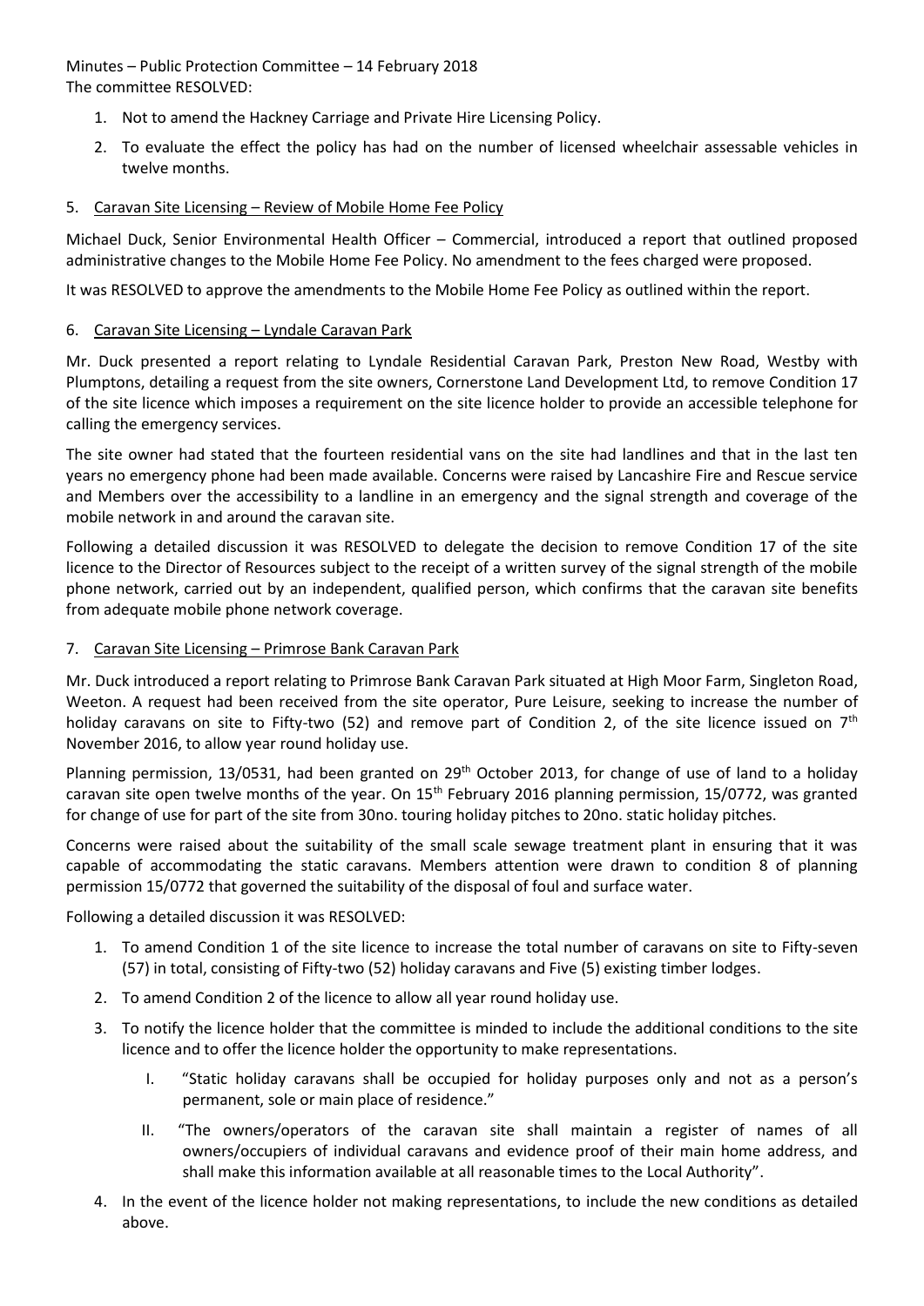Minutes – Public Protection Committee – 14 February 2018

The committee RESOLVED:

1. Not to amend the Hackney Carriage and Private Hire Licensing Policy.
2. To evaluate the effect the policy has had on the number of licensed wheelchair assessable vehicles in twelve months.

## 5. Caravan Site Licensing – Review of Mobile Home Fee Policy

Michael Duck, Senior Environmental Health Officer – Commercial, introduced a report that outlined proposed administrative changes to the Mobile Home Fee Policy. No amendment to the fees charged were proposed.

It was RESOLVED to approve the amendments to the Mobile Home Fee Policy as outlined within the report.

## 6. Caravan Site Licensing – Lyndale Caravan Park

Mr. Duck presented a report relating to Lyndale Residential Caravan Park, Preston New Road, Westby with Plumptons, detailing a request from the site owners, Cornerstone Land Development Ltd, to remove Condition 17 of the site licence which imposes a requirement on the site licence holder to provide an accessible telephone for calling the emergency services.

The site owner had stated that the fourteen residential vans on the site had landlines and that in the last ten years no emergency phone had been made available. Concerns were raised by Lancashire Fire and Rescue service and Members over the accessibility to a landline in an emergency and the signal strength and coverage of the mobile network in and around the caravan site.

Following a detailed discussion it was RESOLVED to delegate the decision to remove Condition 17 of the site licence to the Director of Resources subject to the receipt of a written survey of the signal strength of the mobile phone network, carried out by an independent, qualified person, which confirms that the caravan site benefits from adequate mobile phone network coverage.

## 7. Caravan Site Licensing – Primrose Bank Caravan Park

Mr. Duck introduced a report relating to Primrose Bank Caravan Park situated at High Moor Farm, Singleton Road, Weeton. A request had been received from the site operator, Pure Leisure, seeking to increase the number of holiday caravans on site to Fifty-two (52) and remove part of Condition 2, of the site licence issued on 7th November 2016, to allow year round holiday use.

Planning permission, 13/0531, had been granted on 29th October 2013, for change of use of land to a holiday caravan site open twelve months of the year. On 15th February 2016 planning permission, 15/0772, was granted for change of use for part of the site from 30no. touring holiday pitches to 20no. static holiday pitches.

Concerns were raised about the suitability of the small scale sewage treatment plant in ensuring that it was capable of accommodating the static caravans. Members attention were drawn to condition 8 of planning permission 15/0772 that governed the suitability of the disposal of foul and surface water.

Following a detailed discussion it was RESOLVED:

1. To amend Condition 1 of the site licence to increase the total number of caravans on site to Fifty-seven (57) in total, consisting of Fifty-two (52) holiday caravans and Five (5) existing timber lodges.
2. To amend Condition 2 of the licence to allow all year round holiday use.
3. To notify the licence holder that the committee is minded to include the additional conditions to the site licence and to offer the licence holder the opportunity to make representations.
   I. "Static holiday caravans shall be occupied for holiday purposes only and not as a person's permanent, sole or main place of residence."
   II. "The owners/operators of the caravan site shall maintain a register of names of all owners/occupiers of individual caravans and evidence proof of their main home address, and shall make this information available at all reasonable times to the Local Authority".
4. In the event of the licence holder not making representations, to include the new conditions as detailed above.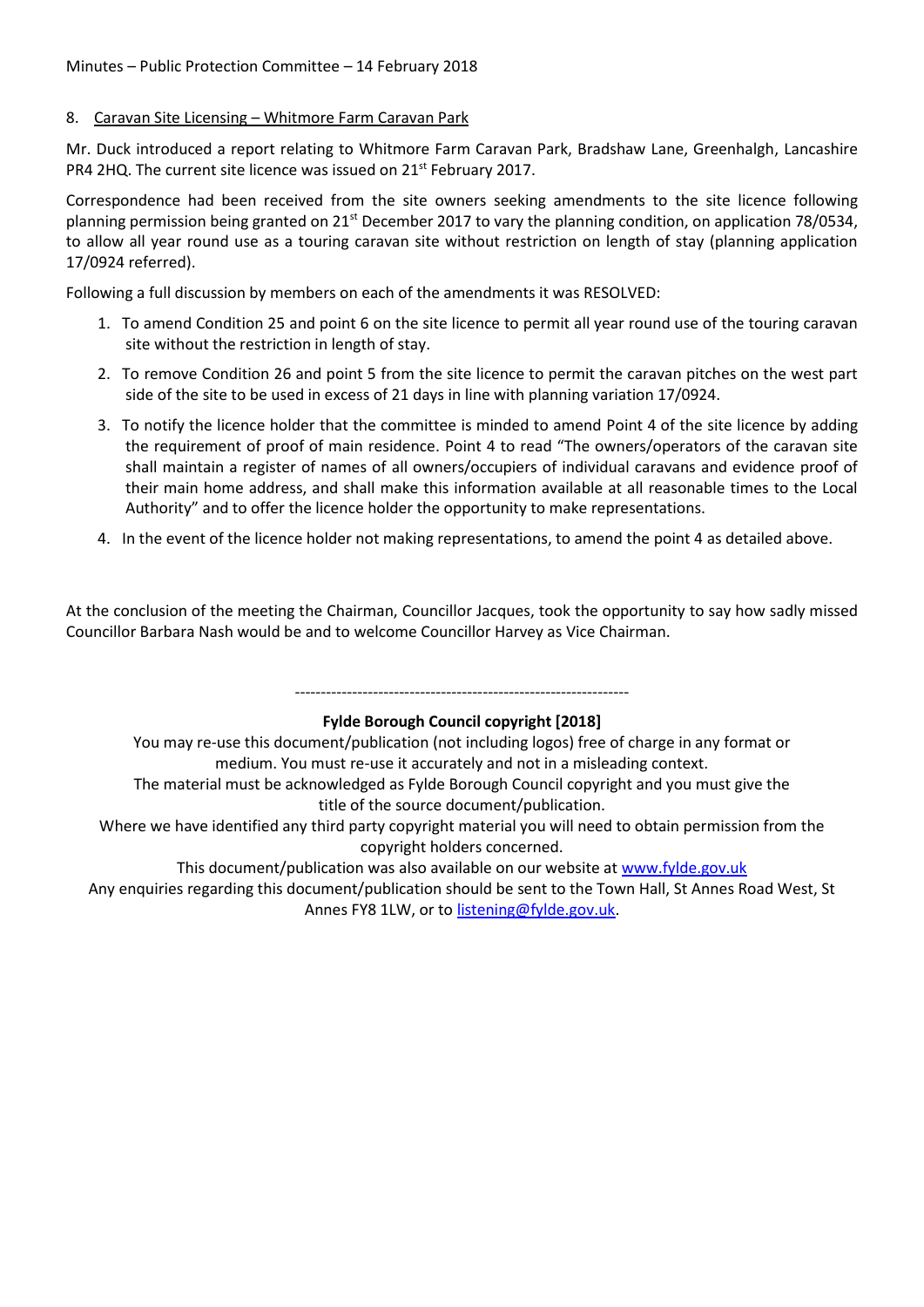8. Caravan Site Licensing – Whitmore Farm Caravan Park

Mr. Duck introduced a report relating to Whitmore Farm Caravan Park, Bradshaw Lane, Greenhalgh, Lancashire PR4 2HQ. The current site licence was issued on 21st February 2017.

Correspondence had been received from the site owners seeking amendments to the site licence following planning permission being granted on 21st December 2017 to vary the planning condition, on application 78/0534, to allow all year round use as a touring caravan site without restriction on length of stay (planning application 17/0924 referred).

Following a full discussion by members on each of the amendments it was RESOLVED:

1. To amend Condition 25 and point 6 on the site licence to permit all year round use of the touring caravan site without the restriction in length of stay.
2. To remove Condition 26 and point 5 from the site licence to permit the caravan pitches on the west part side of the site to be used in excess of 21 days in line with planning variation 17/0924.
3. To notify the licence holder that the committee is minded to amend Point 4 of the site licence by adding the requirement of proof of main residence. Point 4 to read "The owners/operators of the caravan site shall maintain a register of names of all owners/occupiers of individual caravans and evidence proof of their main home address, and shall make this information available at all reasonable times to the Local Authority" and to offer the licence holder the opportunity to make representations.
4. In the event of the licence holder not making representations, to amend the point 4 as detailed above.

At the conclusion of the meeting the Chairman, Councillor Jacques, took the opportunity to say how sadly missed Councillor Barbara Nash would be and to welcome Councillor Harvey as Vice Chairman.

---

**Fylde Borough Council copyright [2018]**

You may re-use this document/publication (not including logos) free of charge in any format or medium. You must re-use it accurately and not in a misleading context.

The material must be acknowledged as Fylde Borough Council copyright and you must give the title of the source document/publication.

Where we have identified any third party copyright material you will need to obtain permission from the copyright holders concerned.

This document/publication was also available on our website at www.fylde.gov.uk

Any enquiries regarding this document/publication should be sent to the Town Hall, St Annes Road West, St Annes FY8 1LW, or to listening@fylde.gov.uk.